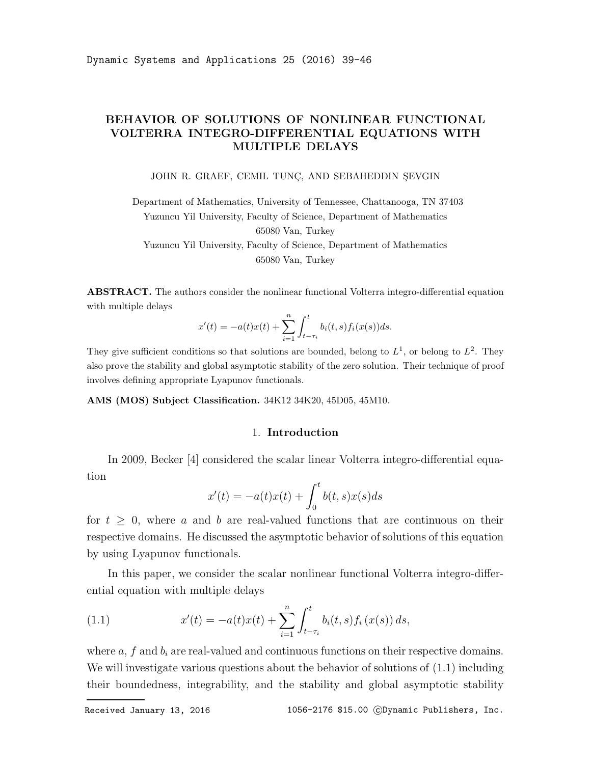# BEHAVIOR OF SOLUTIONS OF NONLINEAR FUNCTIONAL VOLTERRA INTEGRO-DIFFERENTIAL EQUATIONS WITH MULTIPLE DELAYS

JOHN R. GRAEF, CEMIL TUNÇ, AND SEBAHEDDIN ŞEVGIN

Department of Mathematics, University of Tennessee, Chattanooga, TN 37403
Yuzuncu Yil University, Faculty of Science, Department of Mathematics
65080 Van, Turkey
Yuzuncu Yil University, Faculty of Science, Department of Mathematics
65080 Van, Turkey

**ABSTRACT.** The authors consider the nonlinear functional Volterra integro-differential equation with multiple delays

$$x'(t) = -a(t)x(t) + \sum_{i=1}^{n} \int_{t-\tau_i}^{t} b_i(t,s) f_i(x(s)) ds.$$

They give sufficient conditions so that solutions are bounded, belong to $L^1$, or belong to $L^2$. They also prove the stability and global asymptotic stability of the zero solution. Their technique of proof involves defining appropriate Lyapunov functionals.

**AMS (MOS) Subject Classification.** 34K12 34K20, 45D05, 45M10.

## 1. Introduction

In 2009, Becker [4] considered the scalar linear Volterra integro-differential equation

$$x'(t) = -a(t)x(t) + \int_{0}^{t} b(t,s)x(s)ds$$

for $t \geq 0$, where $a$ and $b$ are real-valued functions that are continuous on their respective domains. He discussed the asymptotic behavior of solutions of this equation by using Lyapunov functionals.

In this paper, we consider the scalar nonlinear functional Volterra integro-differential equation with multiple delays

$$x'(t) = -a(t)x(t) + \sum_{i=1}^{n} \int_{t-\tau_i}^{t} b_i(t,s) f_i(x(s)) ds, \tag{1.1}$$

where $a$, $f$ and $b_i$ are real-valued and continuous functions on their respective domains. We will investigate various questions about the behavior of solutions of (1.1) including their boundedness, integrability, and the stability and global asymptotic stability

Received January 13, 2016 1056-2176 \$15.00 ©Dynamic Publishers, Inc.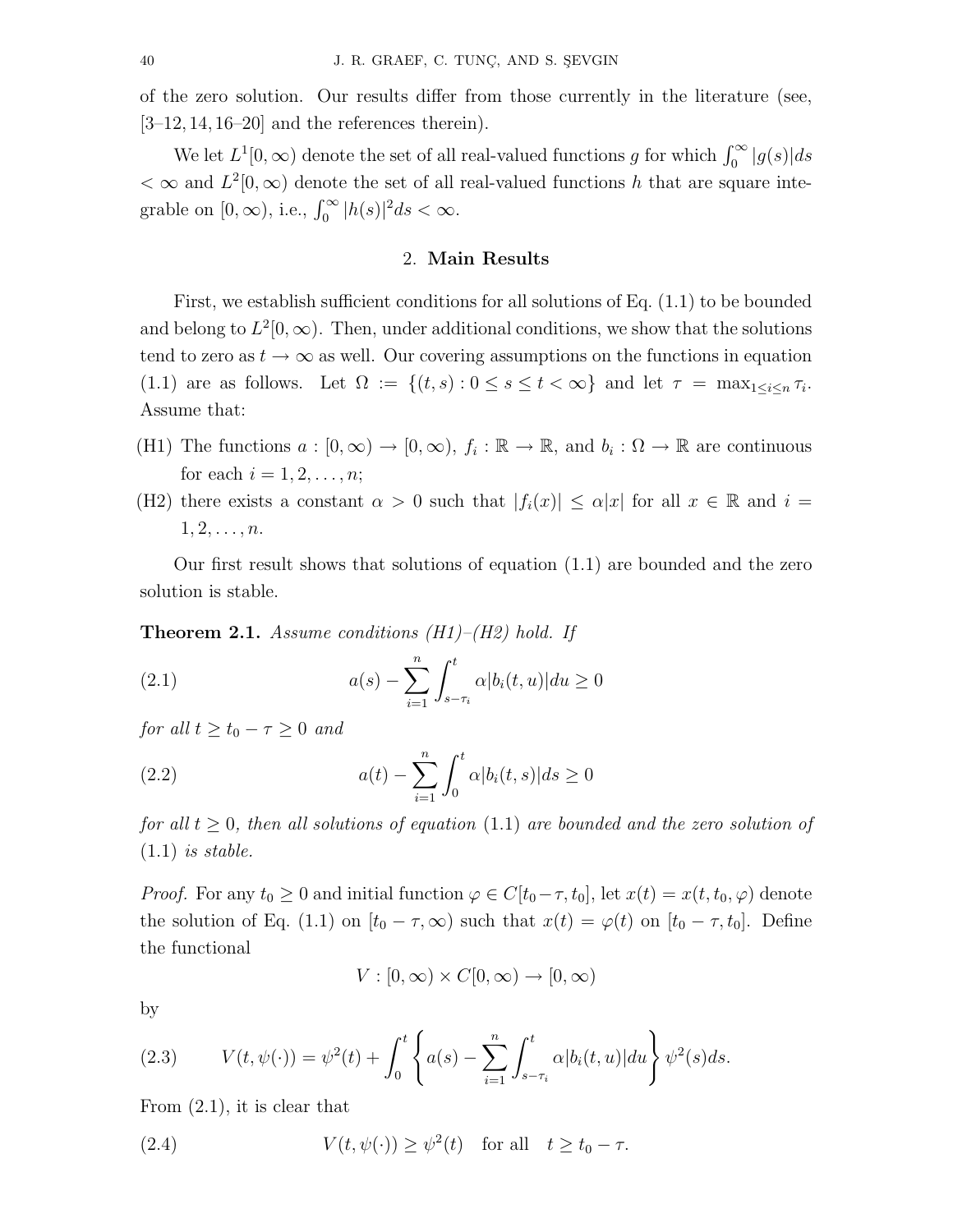of the zero solution. Our results differ from those currently in the literature (see, [3–12, 14, 16–20] and the references therein).

We let $L^1[0,\infty)$ denote the set of all real-valued functions $g$ for which $\int_0^\infty |g(s)|ds < \infty$ and $L^2[0,\infty)$ denote the set of all real-valued functions $h$ that are square integrable on $[0,\infty)$, i.e., $\int_0^\infty |h(s)|^2 ds < \infty$.

## 2. Main Results

First, we establish sufficient conditions for all solutions of Eq. (1.1) to be bounded and belong to $L^2[0,\infty)$. Then, under additional conditions, we show that the solutions tend to zero as $t \to \infty$ as well. Our covering assumptions on the functions in equation (1.1) are as follows. Let $\Omega := \{(t,s) : 0 \le s \le t < \infty\}$ and let $\tau = \max_{1 \le i \le n} \tau_i$. Assume that:

(H1) The functions $a : [0,\infty) \to [0,\infty)$, $f_i : \mathbb{R} \to \mathbb{R}$, and $b_i : \Omega \to \mathbb{R}$ are continuous for each $i = 1, 2, \ldots, n$;

(H2) there exists a constant $\alpha > 0$ such that $|f_i(x)| \le \alpha |x|$ for all $x \in \mathbb{R}$ and $i = 1, 2, \ldots, n$.

Our first result shows that solutions of equation (1.1) are bounded and the zero solution is stable.

**Theorem 2.1.** *Assume conditions (H1)–(H2) hold. If*

$$a(s) - \sum_{i=1}^{n} \int_{s-\tau_i}^{t} \alpha |b_i(t,u)| du \ge 0 \tag{2.1}$$

*for all $t \ge t_0 - \tau \ge 0$ and*

$$a(t) - \sum_{i=1}^{n} \int_{0}^{t} \alpha |b_i(t,s)| ds \ge 0 \tag{2.2}$$

*for all $t \ge 0$, then all solutions of equation* (1.1) *are bounded and the zero solution of* (1.1) *is stable.*

*Proof.* For any $t_0 \ge 0$ and initial function $\varphi \in C[t_0 - \tau, t_0]$, let $x(t) = x(t, t_0, \varphi)$ denote the solution of Eq. (1.1) on $[t_0 - \tau, \infty)$ such that $x(t) = \varphi(t)$ on $[t_0 - \tau, t_0]$. Define the functional

$$V : [0,\infty) \times C[0,\infty) \to [0,\infty)$$

by

$$V(t, \psi(\cdot)) = \psi^2(t) + \int_0^t \left\{ a(s) - \sum_{i=1}^{n} \int_{s-\tau_i}^{t} \alpha |b_i(t,u)| du \right\} \psi^2(s) ds. \tag{2.3}$$

From (2.1), it is clear that

$$V(t, \psi(\cdot)) \ge \psi^2(t) \quad \text{for all} \quad t \ge t_0 - \tau. \tag{2.4}$$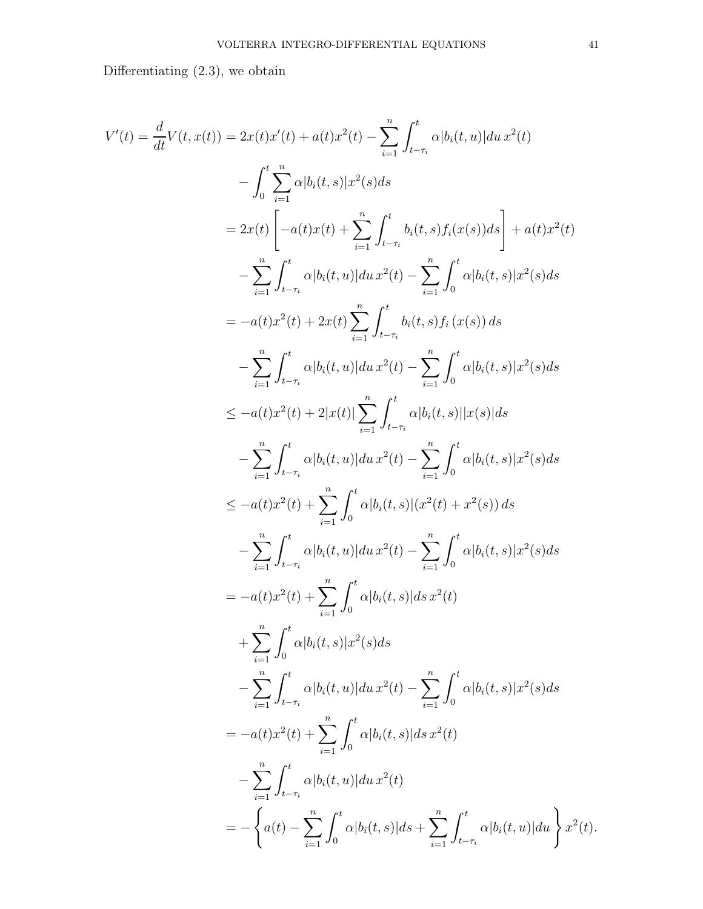Differentiating (2.3), we obtain

$$
\begin{aligned}
V'(t) = \frac{d}{dt}V(t, x(t)) &= 2x(t)x'(t) + a(t)x^2(t) - \sum_{i=1}^{n} \int_{t-\tau_i}^{t} \alpha |b_i(t,u)| du\, x^2(t) \\
&\quad - \int_0^t \sum_{i=1}^{n} \alpha |b_i(t,s)| x^2(s) ds \\
&= 2x(t) \left[ -a(t)x(t) + \sum_{i=1}^{n} \int_{t-\tau_i}^{t} b_i(t,s) f_i(x(s)) ds \right] + a(t)x^2(t) \\
&\quad - \sum_{i=1}^{n} \int_{t-\tau_i}^{t} \alpha |b_i(t,u)| du\, x^2(t) - \sum_{i=1}^{n} \int_0^t \alpha |b_i(t,s)| x^2(s) ds \\
&= -a(t)x^2(t) + 2x(t) \sum_{i=1}^{n} \int_{t-\tau_i}^{t} b_i(t,s) f_i\left(x(s)\right) ds \\
&\quad - \sum_{i=1}^{n} \int_{t-\tau_i}^{t} \alpha |b_i(t,u)| du\, x^2(t) - \sum_{i=1}^{n} \int_0^t \alpha |b_i(t,s)| x^2(s) ds \\
&\leq -a(t)x^2(t) + 2|x(t)| \sum_{i=1}^{n} \int_{t-\tau_i}^{t} \alpha |b_i(t,s)||x(s)| ds \\
&\quad - \sum_{i=1}^{n} \int_{t-\tau_i}^{t} \alpha |b_i(t,u)| du\, x^2(t) - \sum_{i=1}^{n} \int_0^t \alpha |b_i(t,s)| x^2(s) ds \\
&\leq -a(t)x^2(t) + \sum_{i=1}^{n} \int_0^t \alpha |b_i(t,s)| (x^2(t) + x^2(s))\, ds \\
&\quad - \sum_{i=1}^{n} \int_{t-\tau_i}^{t} \alpha |b_i(t,u)| du\, x^2(t) - \sum_{i=1}^{n} \int_0^t \alpha |b_i(t,s)| x^2(s) ds \\
&= -a(t)x^2(t) + \sum_{i=1}^{n} \int_0^t \alpha |b_i(t,s)| ds\, x^2(t) \\
&\quad + \sum_{i=1}^{n} \int_0^t \alpha |b_i(t,s)| x^2(s) ds \\
&\quad - \sum_{i=1}^{n} \int_{t-\tau_i}^{t} \alpha |b_i(t,u)| du\, x^2(t) - \sum_{i=1}^{n} \int_0^t \alpha |b_i(t,s)| x^2(s) ds \\
&= -a(t)x^2(t) + \sum_{i=1}^{n} \int_0^t \alpha |b_i(t,s)| ds\, x^2(t) \\
&\quad - \sum_{i=1}^{n} \int_{t-\tau_i}^{t} \alpha |b_i(t,u)| du\, x^2(t) \\
&= - \left\{ a(t) - \sum_{i=1}^{n} \int_0^t \alpha |b_i(t,s)| ds + \sum_{i=1}^{n} \int_{t-\tau_i}^{t} \alpha |b_i(t,u)| du \right\} x^2(t).
\end{aligned}
$$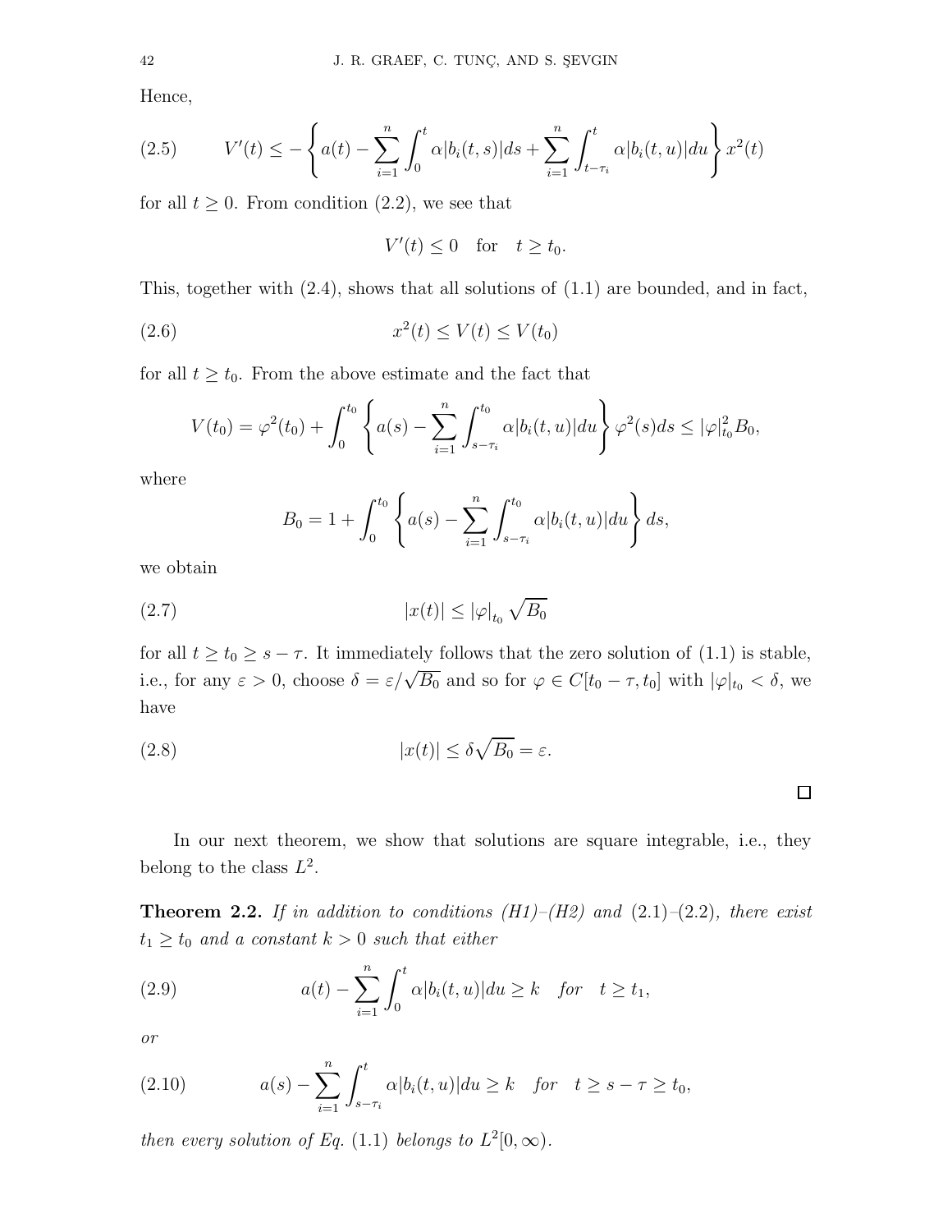Hence,

$$V'(t) \leq -\left\{ a(t) - \sum_{i=1}^{n} \int_0^t \alpha |b_i(t,s)| ds + \sum_{i=1}^{n} \int_{t-\tau_i}^{t} \alpha |b_i(t,u)| du \right\} x^2(t) \tag{2.5}$$

for all $t \geq 0$. From condition (2.2), we see that

$$V'(t) \leq 0 \quad \text{for} \quad t \geq t_0.$$

This, together with (2.4), shows that all solutions of (1.1) are bounded, and in fact,

$$x^2(t) \leq V(t) \leq V(t_0) \tag{2.6}$$

for all $t \geq t_0$. From the above estimate and the fact that

$$V(t_0) = \varphi^2(t_0) + \int_0^{t_0} \left\{ a(s) - \sum_{i=1}^{n} \int_{s-\tau_i}^{t_0} \alpha |b_i(t,u)| du \right\} \varphi^2(s) ds \leq |\varphi|_{t_0}^2 B_0,$$

where

$$B_0 = 1 + \int_0^{t_0} \left\{ a(s) - \sum_{i=1}^{n} \int_{s-\tau_i}^{t_0} \alpha |b_i(t,u)| du \right\} ds,$$

we obtain

$$|x(t)| \leq |\varphi|_{t_0} \sqrt{B_0} \tag{2.7}$$

for all $t \geq t_0 \geq s - \tau$. It immediately follows that the zero solution of (1.1) is stable, i.e., for any $\varepsilon > 0$, choose $\delta = \varepsilon/\sqrt{B_0}$ and so for $\varphi \in C[t_0 - \tau, t_0]$ with $|\varphi|_{t_0} < \delta$, we have

$$|x(t)| \leq \delta \sqrt{B_0} = \varepsilon. \tag{2.8}$$

□

In our next theorem, we show that solutions are square integrable, i.e., they belong to the class $L^2$.

**Theorem 2.2.** *If in addition to conditions (H1)–(H2) and* (2.1)–(2.2)*, there exist* $t_1 \geq t_0$ *and a constant* $k > 0$ *such that either*

$$a(t) - \sum_{i=1}^{n} \int_0^t \alpha |b_i(t,u)| du \geq k \quad \textit{for} \quad t \geq t_1, \tag{2.9}$$

*or*

$$a(s) - \sum_{i=1}^{n} \int_{s-\tau_i}^{t} \alpha |b_i(t,u)| du \geq k \quad \textit{for} \quad t \geq s - \tau \geq t_0, \tag{2.10}$$

*then every solution of Eq.* (1.1) *belongs to* $L^2[0, \infty)$.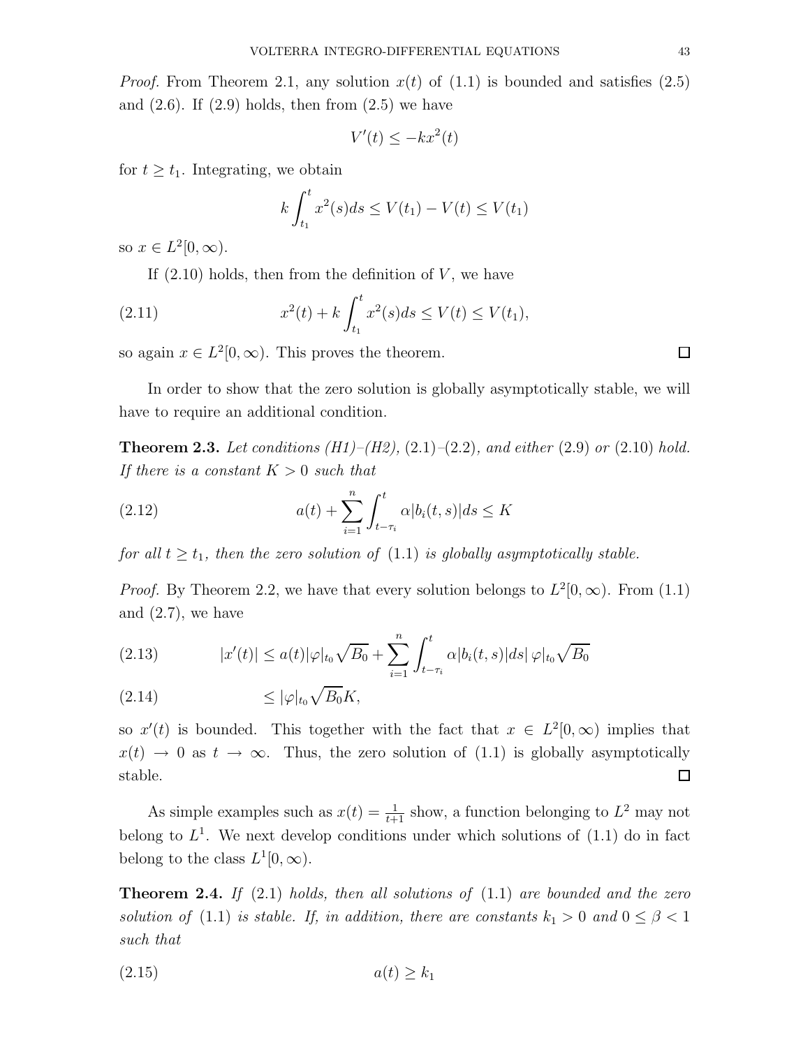*Proof.* From Theorem 2.1, any solution $x(t)$ of (1.1) is bounded and satisfies (2.5) and (2.6). If (2.9) holds, then from (2.5) we have

$$V'(t) \le -kx^2(t)$$

for $t \ge t_1$. Integrating, we obtain

$$k\int_{t_1}^{t} x^2(s)ds \le V(t_1) - V(t) \le V(t_1)$$

so $x \in L^2[0,\infty)$.

If (2.10) holds, then from the definition of $V$, we have

$$x^2(t) + k\int_{t_1}^{t} x^2(s)ds \le V(t) \le V(t_1), \tag{2.11}$$

so again $x \in L^2[0,\infty)$. This proves the theorem. □

In order to show that the zero solution is globally asymptotically stable, we will have to require an additional condition.

**Theorem 2.3.** *Let conditions (H1)–(H2),* (2.1)–(2.2)*, and either* (2.9) *or* (2.10) *hold. If there is a constant $K > 0$ such that*

$$a(t) + \sum_{i=1}^{n}\int_{t-\tau_i}^{t} \alpha|b_i(t,s)|ds \le K \tag{2.12}$$

*for all $t \ge t_1$, then the zero solution of* (1.1) *is globally asymptotically stable.*

*Proof.* By Theorem 2.2, we have that every solution belongs to $L^2[0,\infty)$. From (1.1) and (2.7), we have

$$|x'(t)| \le a(t)|\varphi|_{t_0}\sqrt{B_0} + \sum_{i=1}^{n}\int_{t-\tau_i}^{t} \alpha|b_i(t,s)|ds|\,\varphi|_{t_0}\sqrt{B_0} \tag{2.13}$$

$$\le |\varphi|_{t_0}\sqrt{B_0}K, \tag{2.14}$$

so $x'(t)$ is bounded. This together with the fact that $x \in L^2[0,\infty)$ implies that $x(t) \to 0$ as $t \to \infty$. Thus, the zero solution of (1.1) is globally asymptotically stable. □

As simple examples such as $x(t) = \frac{1}{t+1}$ show, a function belonging to $L^2$ may not belong to $L^1$. We next develop conditions under which solutions of (1.1) do in fact belong to the class $L^1[0,\infty)$.

**Theorem 2.4.** *If* (2.1) *holds, then all solutions of* (1.1) *are bounded and the zero solution of* (1.1) *is stable. If, in addition, there are constants $k_1 > 0$ and $0 \le \beta < 1$ such that*

$$a(t) \ge k_1 \tag{2.15}$$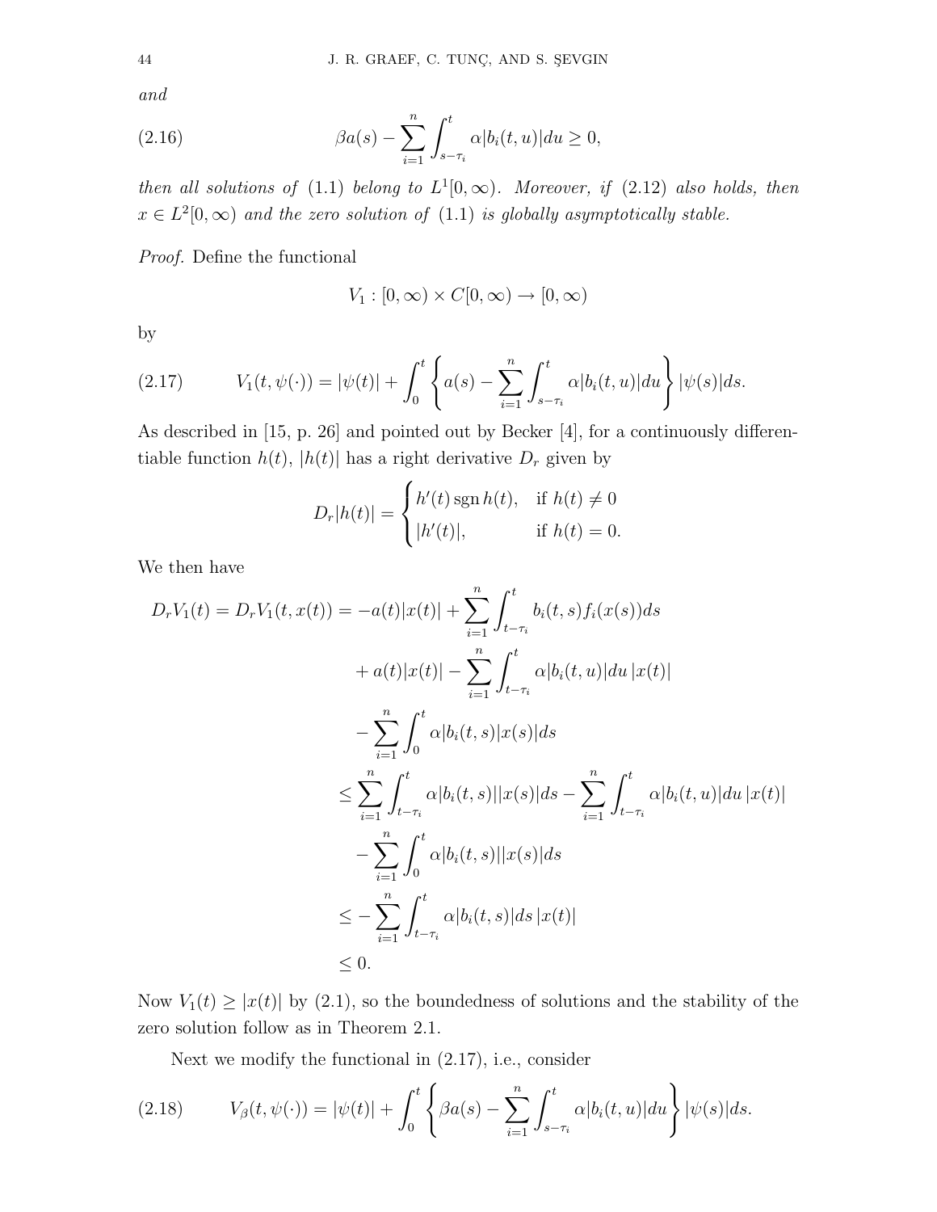*and*

$$\beta a(s) - \sum_{i=1}^{n} \int_{s-\tau_i}^{t} \alpha |b_i(t,u)| du \geq 0, \tag{2.16}$$

*then all solutions of* (1.1) *belong to* $L^1[0,\infty)$*. Moreover, if* (2.12) *also holds, then* $x \in L^2[0,\infty)$ *and the zero solution of* (1.1) *is globally asymptotically stable.*

*Proof.* Define the functional

$$V_1 : [0,\infty) \times C[0,\infty) \to [0,\infty)$$

by

$$V_1(t,\psi(\cdot)) = |\psi(t)| + \int_0^t \left\{ a(s) - \sum_{i=1}^{n} \int_{s-\tau_i}^{t} \alpha |b_i(t,u)| du \right\} |\psi(s)| ds. \tag{2.17}$$

As described in [15, p. 26] and pointed out by Becker [4], for a continuously differentiable function $h(t)$, $|h(t)|$ has a right derivative $D_r$ given by

$$D_r|h(t)| = \begin{cases} h'(t) \operatorname{sgn} h(t), & \text{if } h(t) \neq 0 \\ |h'(t)|, & \text{if } h(t) = 0. \end{cases}$$

We then have

$$\begin{aligned}
D_r V_1(t) = D_r V_1(t, x(t)) &= -a(t)|x(t)| + \sum_{i=1}^{n} \int_{t-\tau_i}^{t} b_i(t,s) f_i(x(s)) ds \\
&\quad + a(t)|x(t)| - \sum_{i=1}^{n} \int_{t-\tau_i}^{t} \alpha |b_i(t,u)| du \, |x(t)| \\
&\quad - \sum_{i=1}^{n} \int_0^t \alpha |b_i(t,s)| |x(s)| ds \\
&\leq \sum_{i=1}^{n} \int_{t-\tau_i}^{t} \alpha |b_i(t,s)||x(s)| ds - \sum_{i=1}^{n} \int_{t-\tau_i}^{t} \alpha |b_i(t,u)| du \, |x(t)| \\
&\quad - \sum_{i=1}^{n} \int_0^t \alpha |b_i(t,s)||x(s)| ds \\
&\leq - \sum_{i=1}^{n} \int_{t-\tau_i}^{t} \alpha |b_i(t,s)| ds \, |x(t)| \\
&\leq 0.
\end{aligned}$$

Now $V_1(t) \geq |x(t)|$ by (2.1), so the boundedness of solutions and the stability of the zero solution follow as in Theorem 2.1.

Next we modify the functional in (2.17), i.e., consider

$$V_\beta(t,\psi(\cdot)) = |\psi(t)| + \int_0^t \left\{ \beta a(s) - \sum_{i=1}^{n} \int_{s-\tau_i}^{t} \alpha |b_i(t,u)| du \right\} |\psi(s)| ds. \tag{2.18}$$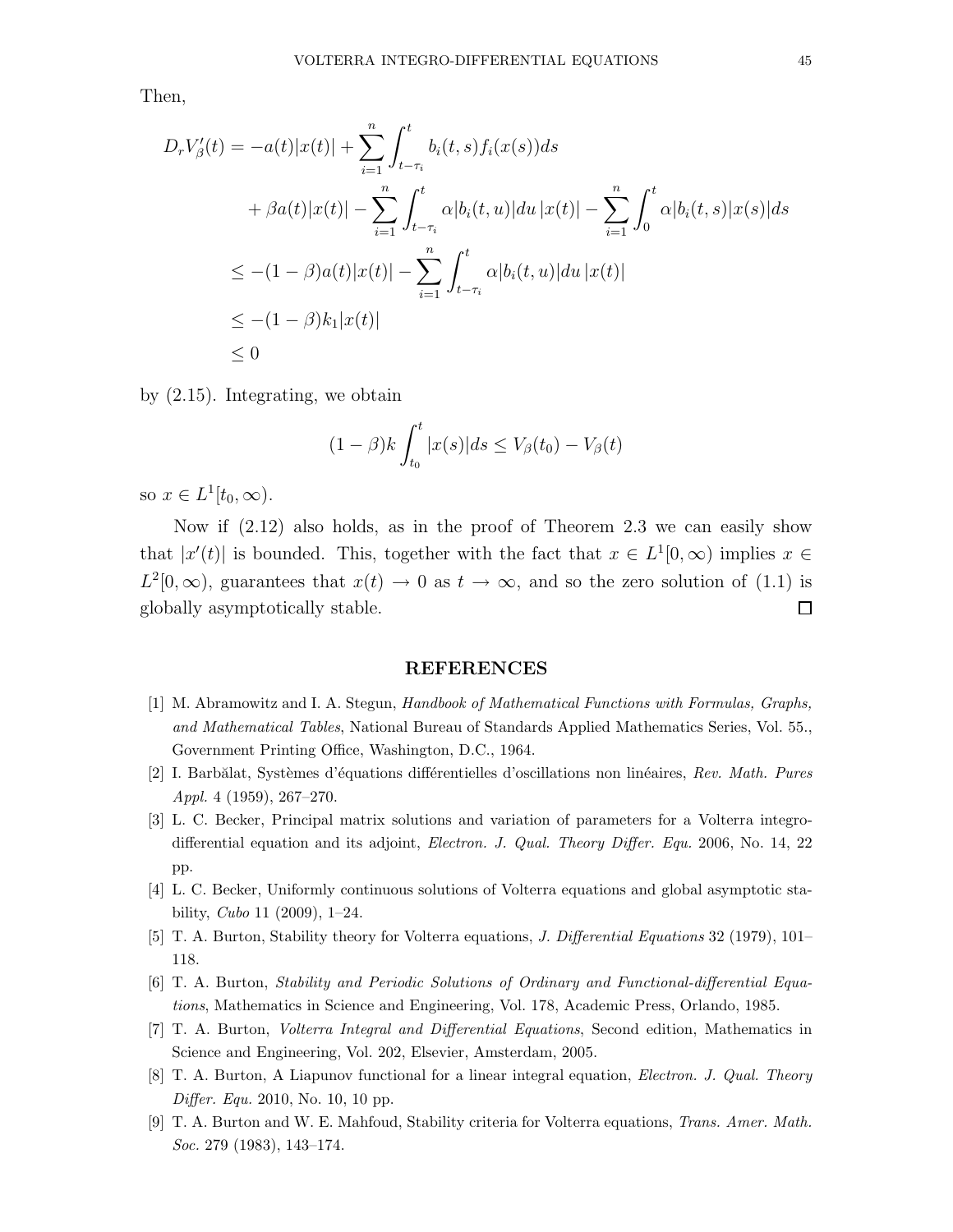Then,

$$
\begin{aligned}
D_r V_\beta'(t) &= -a(t)|x(t)| + \sum_{i=1}^{n} \int_{t-\tau_i}^{t} b_i(t,s) f_i(x(s)) ds \\
&\quad + \beta a(t)|x(t)| - \sum_{i=1}^{n} \int_{t-\tau_i}^{t} \alpha |b_i(t,u)| du \, |x(t)| - \sum_{i=1}^{n} \int_{0}^{t} \alpha |b_i(t,s)| x(s)| ds \\
&\le -(1-\beta) a(t)|x(t)| - \sum_{i=1}^{n} \int_{t-\tau_i}^{t} \alpha |b_i(t,u)| du \, |x(t)| \\
&\le -(1-\beta) k_1 |x(t)| \\
&\le 0
\end{aligned}
$$

by (2.15). Integrating, we obtain

$$
(1-\beta) k \int_{t_0}^{t} |x(s)| ds \le V_\beta(t_0) - V_\beta(t)
$$

so $x \in L^1[t_0, \infty)$.

Now if (2.12) also holds, as in the proof of Theorem 2.3 we can easily show that $|x'(t)|$ is bounded. This, together with the fact that $x \in L^1[0,\infty)$ implies $x \in L^2[0,\infty)$, guarantees that $x(t) \to 0$ as $t \to \infty$, and so the zero solution of (1.1) is globally asymptotically stable. $\square$

## REFERENCES

[1] M. Abramowitz and I. A. Stegun, *Handbook of Mathematical Functions with Formulas, Graphs, and Mathematical Tables*, National Bureau of Standards Applied Mathematics Series, Vol. 55., Government Printing Office, Washington, D.C., 1964.

[2] I. Barbălat, Systèmes d'équations différentielles d'oscillations non linéaires, *Rev. Math. Pures Appl.* 4 (1959), 267–270.

[3] L. C. Becker, Principal matrix solutions and variation of parameters for a Volterra integro-differential equation and its adjoint, *Electron. J. Qual. Theory Differ. Equ.* 2006, No. 14, 22 pp.

[4] L. C. Becker, Uniformly continuous solutions of Volterra equations and global asymptotic stability, *Cubo* 11 (2009), 1–24.

[5] T. A. Burton, Stability theory for Volterra equations, *J. Differential Equations* 32 (1979), 101–118.

[6] T. A. Burton, *Stability and Periodic Solutions of Ordinary and Functional-differential Equations*, Mathematics in Science and Engineering, Vol. 178, Academic Press, Orlando, 1985.

[7] T. A. Burton, *Volterra Integral and Differential Equations*, Second edition, Mathematics in Science and Engineering, Vol. 202, Elsevier, Amsterdam, 2005.

[8] T. A. Burton, A Liapunov functional for a linear integral equation, *Electron. J. Qual. Theory Differ. Equ.* 2010, No. 10, 10 pp.

[9] T. A. Burton and W. E. Mahfoud, Stability criteria for Volterra equations, *Trans. Amer. Math. Soc.* 279 (1983), 143–174.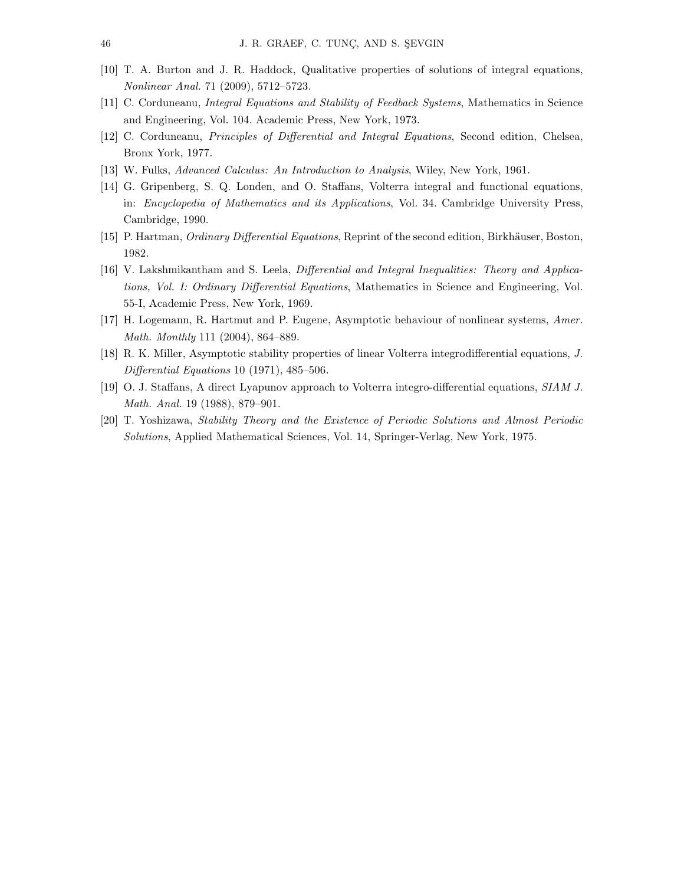[10] T. A. Burton and J. R. Haddock, Qualitative properties of solutions of integral equations, *Nonlinear Anal.* 71 (2009), 5712–5723.

[11] C. Corduneanu, *Integral Equations and Stability of Feedback Systems*, Mathematics in Science and Engineering, Vol. 104. Academic Press, New York, 1973.

[12] C. Corduneanu, *Principles of Differential and Integral Equations*, Second edition, Chelsea, Bronx York, 1977.

[13] W. Fulks, *Advanced Calculus: An Introduction to Analysis*, Wiley, New York, 1961.

[14] G. Gripenberg, S. Q. Londen, and O. Staffans, Volterra integral and functional equations, in: *Encyclopedia of Mathematics and its Applications*, Vol. 34. Cambridge University Press, Cambridge, 1990.

[15] P. Hartman, *Ordinary Differential Equations*, Reprint of the second edition, Birkhäuser, Boston, 1982.

[16] V. Lakshmikantham and S. Leela, *Differential and Integral Inequalities: Theory and Applications, Vol. I: Ordinary Differential Equations*, Mathematics in Science and Engineering, Vol. 55-I, Academic Press, New York, 1969.

[17] H. Logemann, R. Hartmut and P. Eugene, Asymptotic behaviour of nonlinear systems, *Amer. Math. Monthly* 111 (2004), 864–889.

[18] R. K. Miller, Asymptotic stability properties of linear Volterra integrodifferential equations, *J. Differential Equations* 10 (1971), 485–506.

[19] O. J. Staffans, A direct Lyapunov approach to Volterra integro-differential equations, *SIAM J. Math. Anal.* 19 (1988), 879–901.

[20] T. Yoshizawa, *Stability Theory and the Existence of Periodic Solutions and Almost Periodic Solutions*, Applied Mathematical Sciences, Vol. 14, Springer-Verlag, New York, 1975.